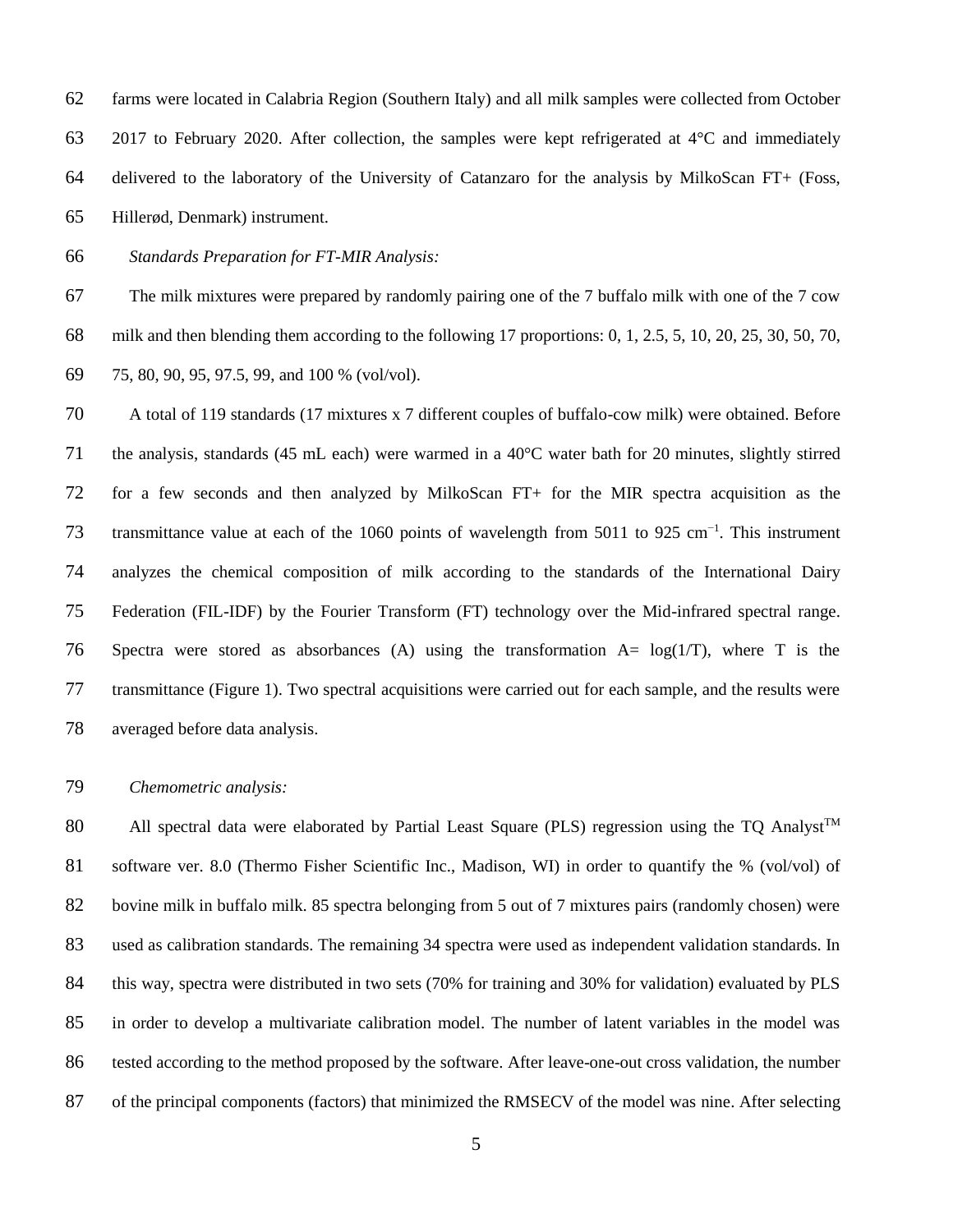farms were located in Calabria Region (Southern Italy) and all milk samples were collected from October 2017 to February 2020. After collection, the samples were kept refrigerated at 4°C and immediately delivered to the laboratory of the University of Catanzaro for the analysis by MilkoScan FT+ (Foss, Hillerød, Denmark) instrument.

*Standards Preparation for FT-MIR Analysis:*

The milk mixtures were prepared by randomly pairing one of the 7 buffalo milk with one of the 7 cow milk and then blending them according to the following 17 proportions: 0, 1, 2.5, 5, 10, 20, 25, 30, 50, 70, 75, 80, 90, 95, 97.5, 99, and 100 % (vol/vol).

A total of 119 standards (17 mixtures x 7 different couples of buffalo-cow milk) were obtained. Before the analysis, standards (45 mL each) were warmed in a 40°C water bath for 20 minutes, slightly stirred for a few seconds and then analyzed by MilkoScan FT+ for the MIR spectra acquisition as the transmittance value at each of the 1060 points of wavelength from 5011 to 925 $cm^{-1}$. This instrument analyzes the chemical composition of milk according to the standards of the International Dairy Federation (FIL-IDF) by the Fourier Transform (FT) technology over the Mid-infrared spectral range. Spectra were stored as absorbances (A) using the transformation $A= \log(1/T)$, where T is the transmittance (Figure 1). Two spectral acquisitions were carried out for each sample, and the results were averaged before data analysis.

*Chemometric analysis:*

All spectral data were elaborated by Partial Least Square (PLS) regression using the TQ Analyst™ software ver. 8.0 (Thermo Fisher Scientific Inc., Madison, WI) in order to quantify the % (vol/vol) of bovine milk in buffalo milk. 85 spectra belonging from 5 out of 7 mixtures pairs (randomly chosen) were used as calibration standards. The remaining 34 spectra were used as independent validation standards. In this way, spectra were distributed in two sets (70% for training and 30% for validation) evaluated by PLS in order to develop a multivariate calibration model. The number of latent variables in the model was tested according to the method proposed by the software. After leave-one-out cross validation, the number of the principal components (factors) that minimized the RMSECV of the model was nine. After selecting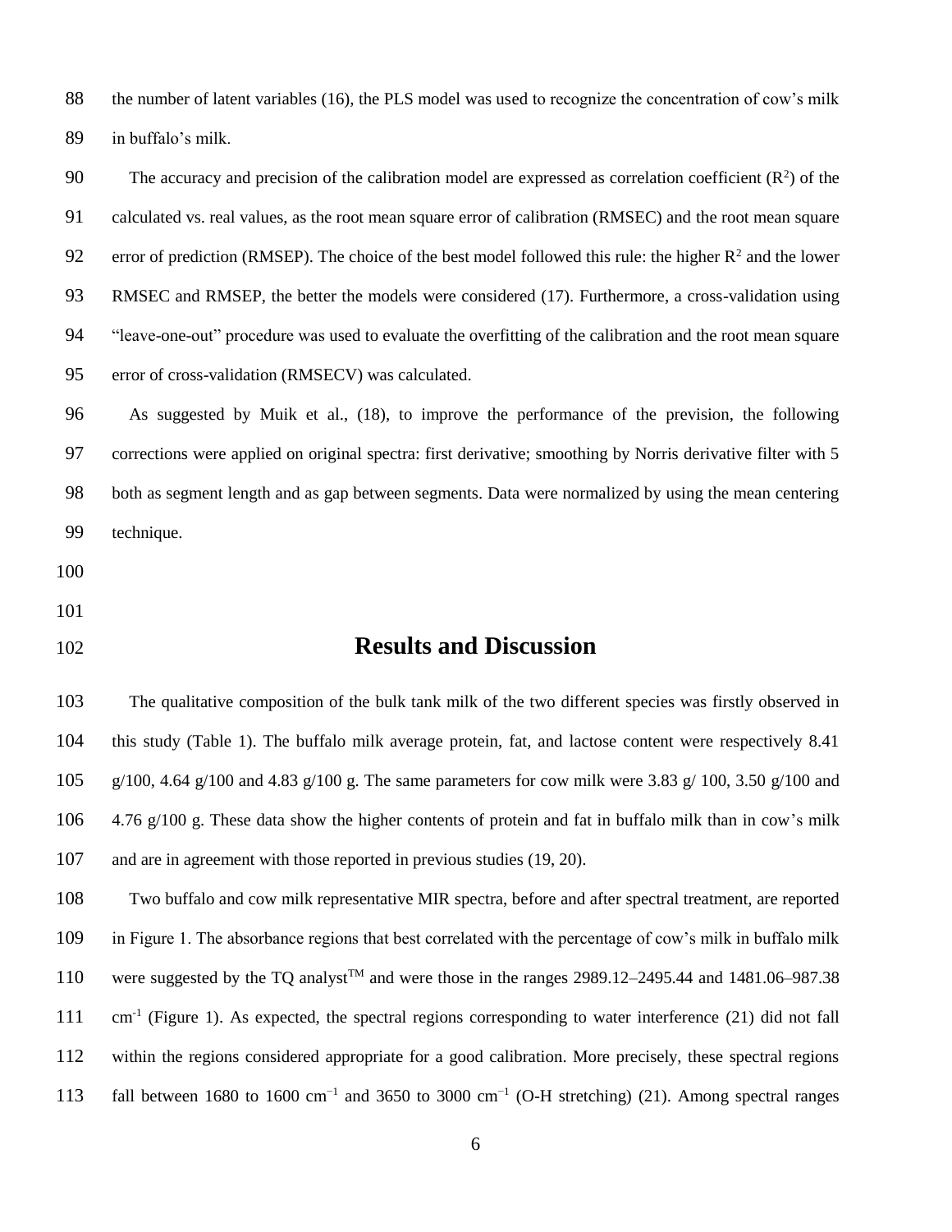the number of latent variables (16), the PLS model was used to recognize the concentration of cow's milk in buffalo's milk.

The accuracy and precision of the calibration model are expressed as correlation coefficient ($R^2$) of the calculated vs. real values, as the root mean square error of calibration (RMSEC) and the root mean square error of prediction (RMSEP). The choice of the best model followed this rule: the higher $R^2$ and the lower RMSEC and RMSEP, the better the models were considered (17). Furthermore, a cross-validation using "leave-one-out" procedure was used to evaluate the overfitting of the calibration and the root mean square error of cross-validation (RMSECV) was calculated.

As suggested by Muik et al., (18), to improve the performance of the prevision, the following corrections were applied on original spectra: first derivative; smoothing by Norris derivative filter with 5 both as segment length and as gap between segments. Data were normalized by using the mean centering technique.

## Results and Discussion

The qualitative composition of the bulk tank milk of the two different species was firstly observed in this study (Table 1). The buffalo milk average protein, fat, and lactose content were respectively 8.41 g/100, 4.64 g/100 and 4.83 g/100 g. The same parameters for cow milk were 3.83 g/ 100, 3.50 g/100 and 4.76 g/100 g. These data show the higher contents of protein and fat in buffalo milk than in cow's milk and are in agreement with those reported in previous studies (19, 20).

Two buffalo and cow milk representative MIR spectra, before and after spectral treatment, are reported in Figure 1. The absorbance regions that best correlated with the percentage of cow's milk in buffalo milk were suggested by the TQ analyst™ and were those in the ranges 2989.12–2495.44 and 1481.06–987.38 $cm^{-1}$ (Figure 1). As expected, the spectral regions corresponding to water interference (21) did not fall within the regions considered appropriate for a good calibration. More precisely, these spectral regions fall between 1680 to 1600 $cm^{-1}$ and 3650 to 3000 $cm^{-1}$ (O-H stretching) (21). Among spectral ranges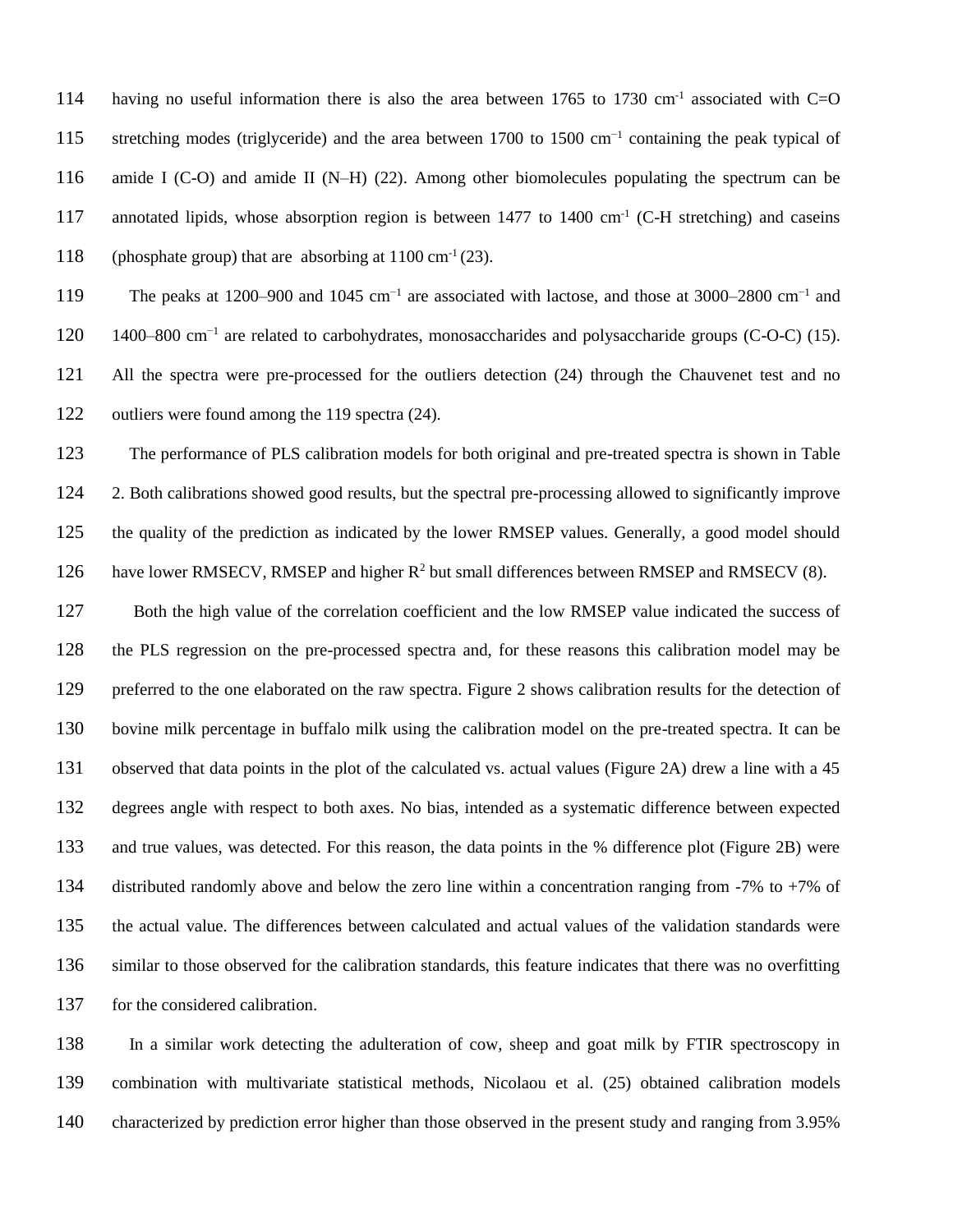having no useful information there is also the area between 1765 to 1730 $cm^{-1}$ associated with C=O stretching modes (triglyceride) and the area between 1700 to 1500 $cm^{-1}$ containing the peak typical of amide I (C-O) and amide II (N–H) (22). Among other biomolecules populating the spectrum can be annotated lipids, whose absorption region is between 1477 to 1400 $cm^{-1}$ (C-H stretching) and caseins (phosphate group) that are absorbing at 1100 $cm^{-1}$ (23).

The peaks at 1200–900 and 1045 $cm^{-1}$ are associated with lactose, and those at 3000–2800 $cm^{-1}$ and 1400–800 $cm^{-1}$ are related to carbohydrates, monosaccharides and polysaccharide groups (C-O-C) (15). All the spectra were pre-processed for the outliers detection (24) through the Chauvenet test and no outliers were found among the 119 spectra (24).

The performance of PLS calibration models for both original and pre-treated spectra is shown in Table 2. Both calibrations showed good results, but the spectral pre-processing allowed to significantly improve the quality of the prediction as indicated by the lower RMSEP values. Generally, a good model should have lower RMSECV, RMSEP and higher $R^2$ but small differences between RMSEP and RMSECV (8).

Both the high value of the correlation coefficient and the low RMSEP value indicated the success of the PLS regression on the pre-processed spectra and, for these reasons this calibration model may be preferred to the one elaborated on the raw spectra. Figure 2 shows calibration results for the detection of bovine milk percentage in buffalo milk using the calibration model on the pre-treated spectra. It can be observed that data points in the plot of the calculated vs. actual values (Figure 2A) drew a line with a 45 degrees angle with respect to both axes. No bias, intended as a systematic difference between expected and true values, was detected. For this reason, the data points in the % difference plot (Figure 2B) were distributed randomly above and below the zero line within a concentration ranging from -7% to +7% of the actual value. The differences between calculated and actual values of the validation standards were similar to those observed for the calibration standards, this feature indicates that there was no overfitting for the considered calibration.

In a similar work detecting the adulteration of cow, sheep and goat milk by FTIR spectroscopy in combination with multivariate statistical methods, Nicolaou et al. (25) obtained calibration models characterized by prediction error higher than those observed in the present study and ranging from 3.95%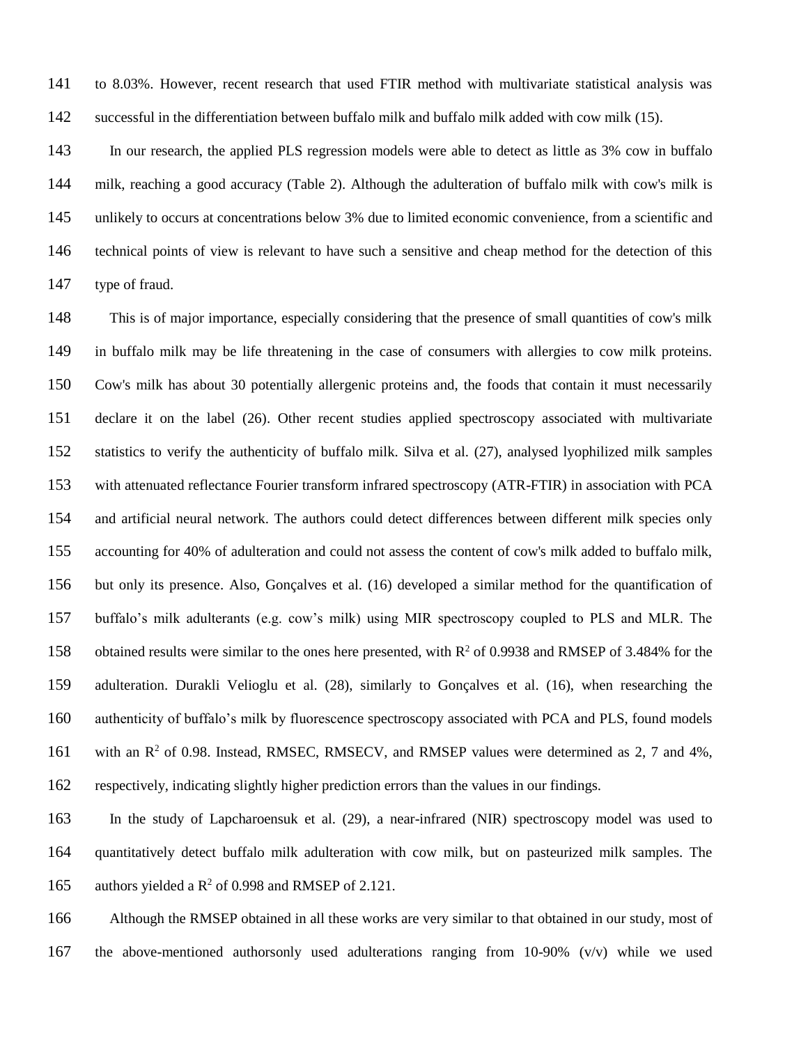to 8.03%. However, recent research that used FTIR method with multivariate statistical analysis was successful in the differentiation between buffalo milk and buffalo milk added with cow milk (15).

In our research, the applied PLS regression models were able to detect as little as 3% cow in buffalo milk, reaching a good accuracy (Table 2). Although the adulteration of buffalo milk with cow's milk is unlikely to occurs at concentrations below 3% due to limited economic convenience, from a scientific and technical points of view is relevant to have such a sensitive and cheap method for the detection of this type of fraud.

This is of major importance, especially considering that the presence of small quantities of cow's milk in buffalo milk may be life threatening in the case of consumers with allergies to cow milk proteins. Cow's milk has about 30 potentially allergenic proteins and, the foods that contain it must necessarily declare it on the label (26). Other recent studies applied spectroscopy associated with multivariate statistics to verify the authenticity of buffalo milk. Silva et al. (27), analysed lyophilized milk samples with attenuated reflectance Fourier transform infrared spectroscopy (ATR-FTIR) in association with PCA and artificial neural network. The authors could detect differences between different milk species only accounting for 40% of adulteration and could not assess the content of cow's milk added to buffalo milk, but only its presence. Also, Gonçalves et al. (16) developed a similar method for the quantification of buffalo's milk adulterants (e.g. cow's milk) using MIR spectroscopy coupled to PLS and MLR. The obtained results were similar to the ones here presented, with $R^2$ of 0.9938 and RMSEP of 3.484% for the adulteration. Durakli Velioglu et al. (28), similarly to Gonçalves et al. (16), when researching the authenticity of buffalo's milk by fluorescence spectroscopy associated with PCA and PLS, found models with an $R^2$ of 0.98. Instead, RMSEC, RMSECV, and RMSEP values were determined as 2, 7 and 4%, respectively, indicating slightly higher prediction errors than the values in our findings.

In the study of Lapcharoensuk et al. (29), a near-infrared (NIR) spectroscopy model was used to quantitatively detect buffalo milk adulteration with cow milk, but on pasteurized milk samples. The authors yielded a $R^2$ of 0.998 and RMSEP of 2.121.

Although the RMSEP obtained in all these works are very similar to that obtained in our study, most of the above-mentioned authorsonly used adulterations ranging from 10-90% (v/v) while we used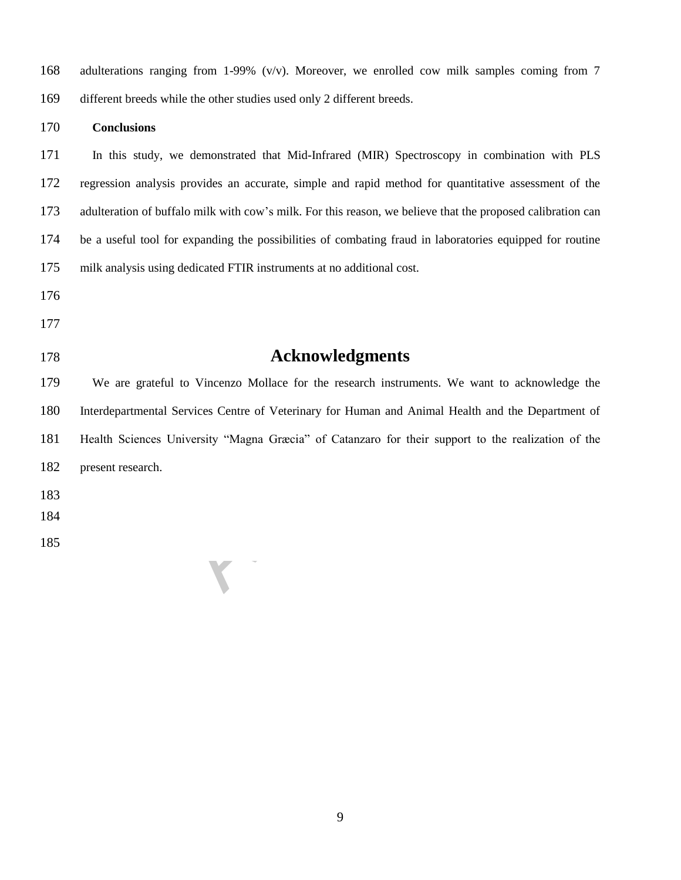adulterations ranging from 1-99% (v/v). Moreover, we enrolled cow milk samples coming from 7 different breeds while the other studies used only 2 different breeds.

**Conclusions**

In this study, we demonstrated that Mid-Infrared (MIR) Spectroscopy in combination with PLS regression analysis provides an accurate, simple and rapid method for quantitative assessment of the adulteration of buffalo milk with cow's milk. For this reason, we believe that the proposed calibration can be a useful tool for expanding the possibilities of combating fraud in laboratories equipped for routine milk analysis using dedicated FTIR instruments at no additional cost.

## Acknowledgments

We are grateful to Vincenzo Mollace for the research instruments. We want to acknowledge the Interdepartmental Services Centre of Veterinary for Human and Animal Health and the Department of Health Sciences University "Magna Græcia" of Catanzaro for their support to the realization of the present research.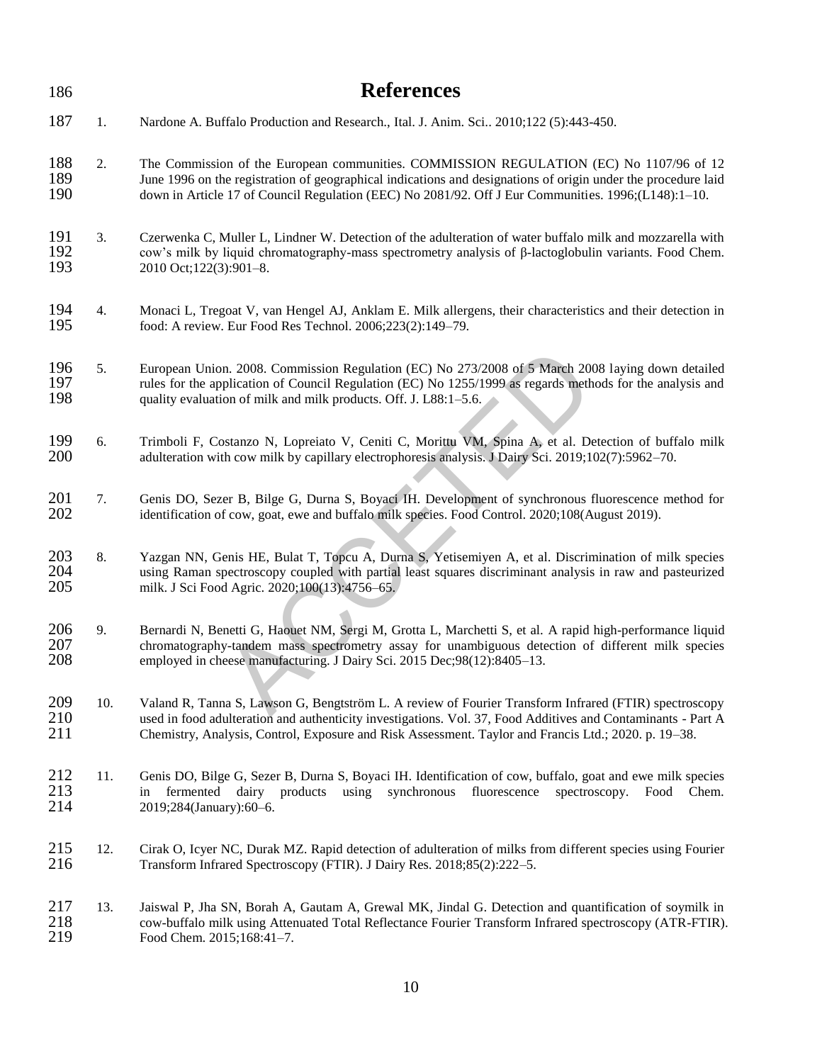# References

1. Nardone A. Buffalo Production and Research., Ital. J. Anim. Sci.. 2010;122 (5):443-450.

2. The Commission of the European communities. COMMISSION REGULATION (EC) No 1107/96 of 12 June 1996 on the registration of geographical indications and designations of origin under the procedure laid down in Article 17 of Council Regulation (EEC) No 2081/92. Off J Eur Communities. 1996;(L148):1–10.

3. Czerwenka C, Muller L, Lindner W. Detection of the adulteration of water buffalo milk and mozzarella with cow's milk by liquid chromatography-mass spectrometry analysis of β-lactoglobulin variants. Food Chem. 2010 Oct;122(3):901–8.

4. Monaci L, Tregoat V, van Hengel AJ, Anklam E. Milk allergens, their characteristics and their detection in food: A review. Eur Food Res Technol. 2006;223(2):149–79.

5. European Union. 2008. Commission Regulation (EC) No 273/2008 of 5 March 2008 laying down detailed rules for the application of Council Regulation (EC) No 1255/1999 as regards methods for the analysis and quality evaluation of milk and milk products. Off. J. L88:1–5.6.

6. Trimboli F, Costanzo N, Lopreiato V, Ceniti C, Morittu VM, Spina A, et al. Detection of buffalo milk adulteration with cow milk by capillary electrophoresis analysis. J Dairy Sci. 2019;102(7):5962–70.

7. Genis DO, Sezer B, Bilge G, Durna S, Boyaci IH. Development of synchronous fluorescence method for identification of cow, goat, ewe and buffalo milk species. Food Control. 2020;108(August 2019).

8. Yazgan NN, Genis HE, Bulat T, Topcu A, Durna S, Yetisemiyen A, et al. Discrimination of milk species using Raman spectroscopy coupled with partial least squares discriminant analysis in raw and pasteurized milk. J Sci Food Agric. 2020;100(13):4756–65.

9. Bernardi N, Benetti G, Haouet NM, Sergi M, Grotta L, Marchetti S, et al. A rapid high-performance liquid chromatography-tandem mass spectrometry assay for unambiguous detection of different milk species employed in cheese manufacturing. J Dairy Sci. 2015 Dec;98(12):8405–13.

10. Valand R, Tanna S, Lawson G, Bengtström L. A review of Fourier Transform Infrared (FTIR) spectroscopy used in food adulteration and authenticity investigations. Vol. 37, Food Additives and Contaminants - Part A Chemistry, Analysis, Control, Exposure and Risk Assessment. Taylor and Francis Ltd.; 2020. p. 19–38.

11. Genis DO, Bilge G, Sezer B, Durna S, Boyaci IH. Identification of cow, buffalo, goat and ewe milk species in fermented dairy products using synchronous fluorescence spectroscopy. Food Chem. 2019;284(January):60–6.

12. Cirak O, Icyer NC, Durak MZ. Rapid detection of adulteration of milks from different species using Fourier Transform Infrared Spectroscopy (FTIR). J Dairy Res. 2018;85(2):222–5.

13. Jaiswal P, Jha SN, Borah A, Gautam A, Grewal MK, Jindal G. Detection and quantification of soymilk in cow-buffalo milk using Attenuated Total Reflectance Fourier Transform Infrared spectroscopy (ATR-FTIR). Food Chem. 2015;168:41–7.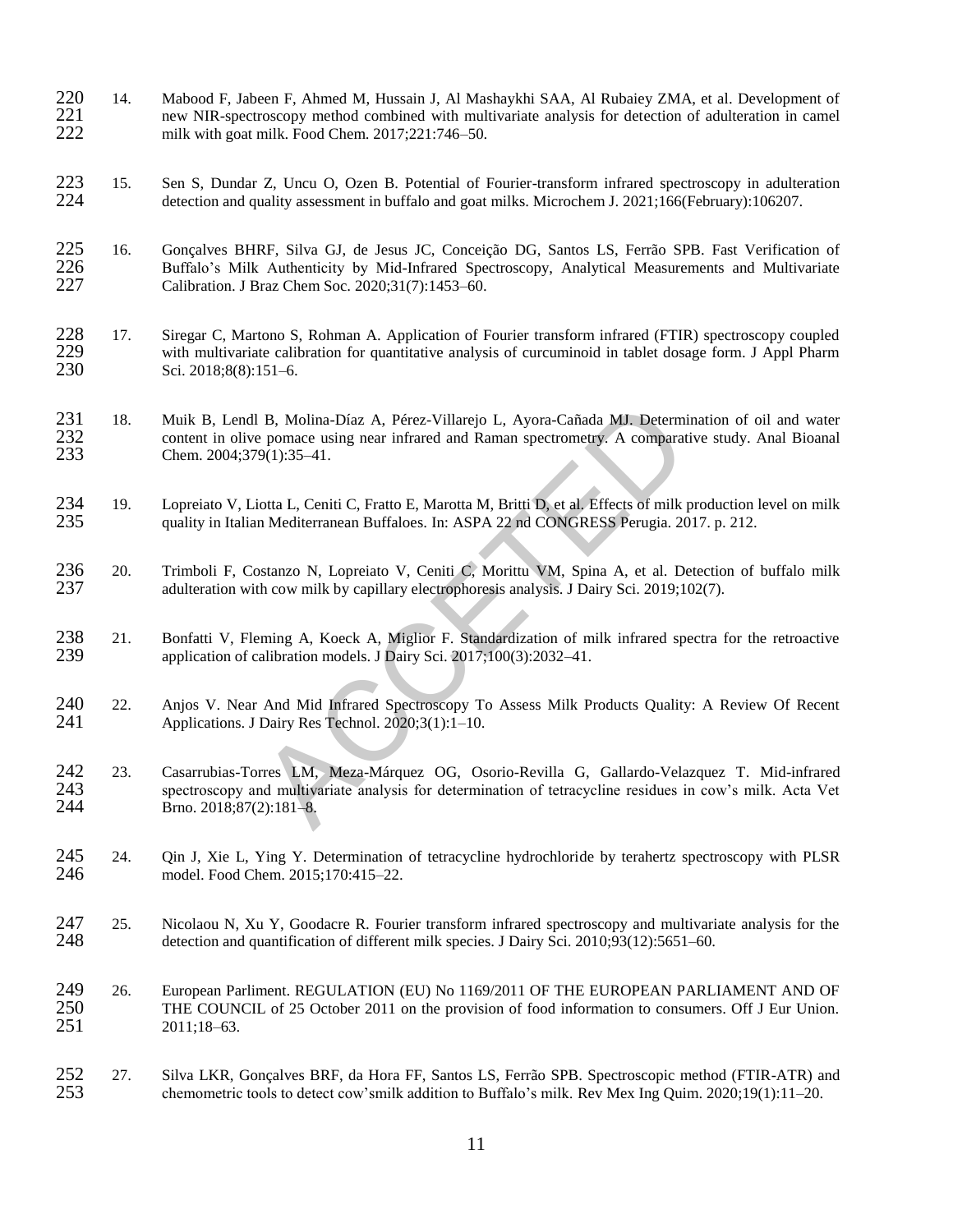14. Mabood F, Jabeen F, Ahmed M, Hussain J, Al Mashaykhi SAA, Al Rubaiey ZMA, et al. Development of new NIR-spectroscopy method combined with multivariate analysis for detection of adulteration in camel milk with goat milk. Food Chem. 2017;221:746–50.

15. Sen S, Dundar Z, Uncu O, Ozen B. Potential of Fourier-transform infrared spectroscopy in adulteration detection and quality assessment in buffalo and goat milks. Microchem J. 2021;166(February):106207.

16. Gonçalves BHRF, Silva GJ, de Jesus JC, Conceição DG, Santos LS, Ferrão SPB. Fast Verification of Buffalo's Milk Authenticity by Mid-Infrared Spectroscopy, Analytical Measurements and Multivariate Calibration. J Braz Chem Soc. 2020;31(7):1453–60.

17. Siregar C, Martono S, Rohman A. Application of Fourier transform infrared (FTIR) spectroscopy coupled with multivariate calibration for quantitative analysis of curcuminoid in tablet dosage form. J Appl Pharm Sci. 2018;8(8):151–6.

18. Muik B, Lendl B, Molina-Díaz A, Pérez-Villarejo L, Ayora-Cañada MJ. Determination of oil and water content in olive pomace using near infrared and Raman spectrometry. A comparative study. Anal Bioanal Chem. 2004;379(1):35–41.

19. Lopreiato V, Liotta L, Ceniti C, Fratto E, Marotta M, Britti D, et al. Effects of milk production level on milk quality in Italian Mediterranean Buffaloes. In: ASPA 22 nd CONGRESS Perugia. 2017. p. 212.

20. Trimboli F, Costanzo N, Lopreiato V, Ceniti C, Morittu VM, Spina A, et al. Detection of buffalo milk adulteration with cow milk by capillary electrophoresis analysis. J Dairy Sci. 2019;102(7).

21. Bonfatti V, Fleming A, Koeck A, Miglior F. Standardization of milk infrared spectra for the retroactive application of calibration models. J Dairy Sci. 2017;100(3):2032–41.

22. Anjos V. Near And Mid Infrared Spectroscopy To Assess Milk Products Quality: A Review Of Recent Applications. J Dairy Res Technol. 2020;3(1):1–10.

23. Casarrubias-Torres LM, Meza-Márquez OG, Osorio-Revilla G, Gallardo-Velazquez T. Mid-infrared spectroscopy and multivariate analysis for determination of tetracycline residues in cow's milk. Acta Vet Brno. 2018;87(2):181–8.

24. Qin J, Xie L, Ying Y. Determination of tetracycline hydrochloride by terahertz spectroscopy with PLSR model. Food Chem. 2015;170:415–22.

25. Nicolaou N, Xu Y, Goodacre R. Fourier transform infrared spectroscopy and multivariate analysis for the detection and quantification of different milk species. J Dairy Sci. 2010;93(12):5651–60.

26. European Parliment. REGULATION (EU) No 1169/2011 OF THE EUROPEAN PARLIAMENT AND OF THE COUNCIL of 25 October 2011 on the provision of food information to consumers. Off J Eur Union. 2011;18–63.

27. Silva LKR, Gonçalves BRF, da Hora FF, Santos LS, Ferrão SPB. Spectroscopic method (FTIR-ATR) and chemometric tools to detect cow'smilk addition to Buffalo's milk. Rev Mex Ing Quim. 2020;19(1):11–20.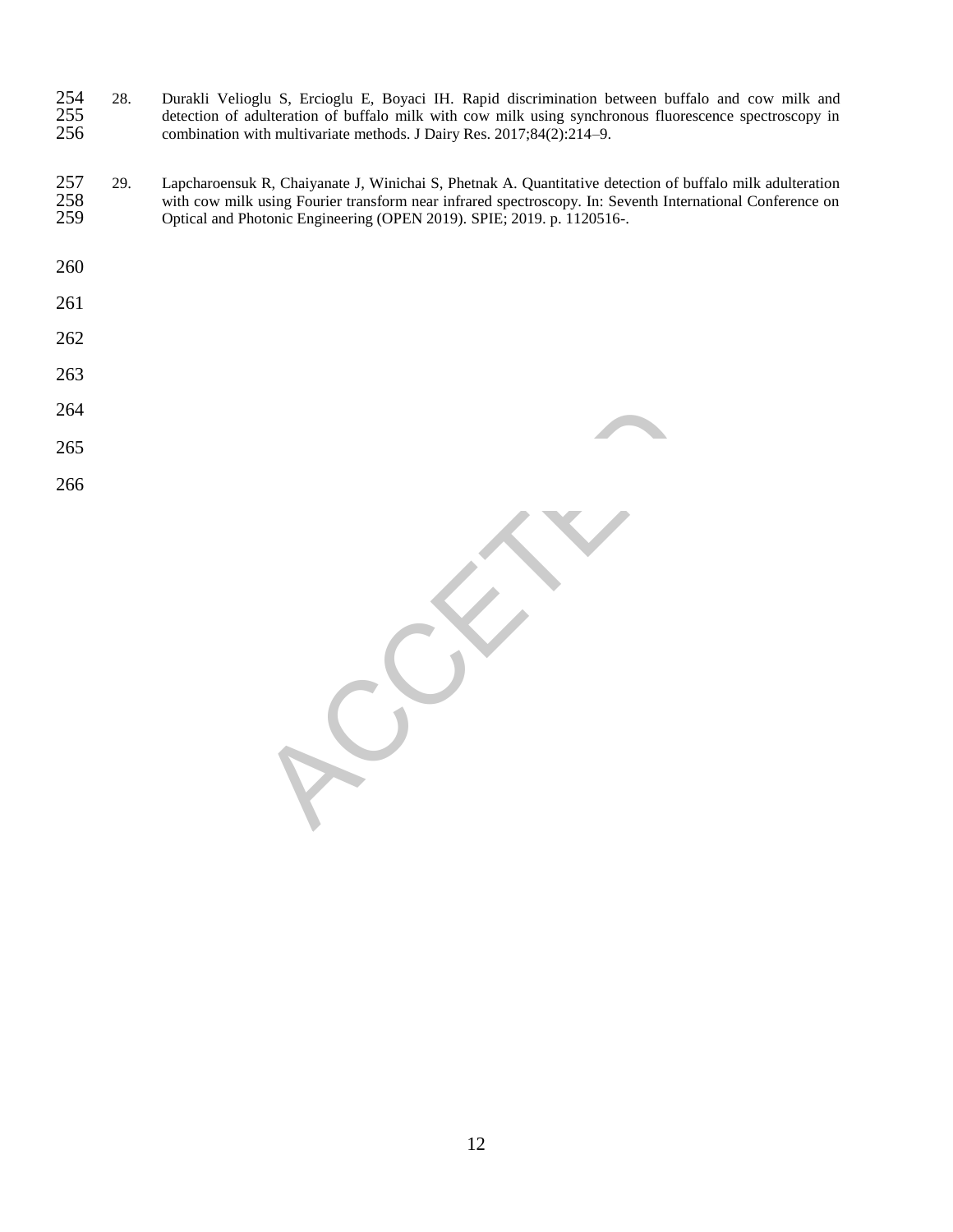28. Durakli Velioglu S, Ercioglu E, Boyaci IH. Rapid discrimination between buffalo and cow milk and detection of adulteration of buffalo milk with cow milk using synchronous fluorescence spectroscopy in combination with multivariate methods. J Dairy Res. 2017;84(2):214–9.

29. Lapcharoensuk R, Chaiyanate J, Winichai S, Phetnak A. Quantitative detection of buffalo milk adulteration with cow milk using Fourier transform near infrared spectroscopy. In: Seventh International Conference on Optical and Photonic Engineering (OPEN 2019). SPIE; 2019. p. 1120516-.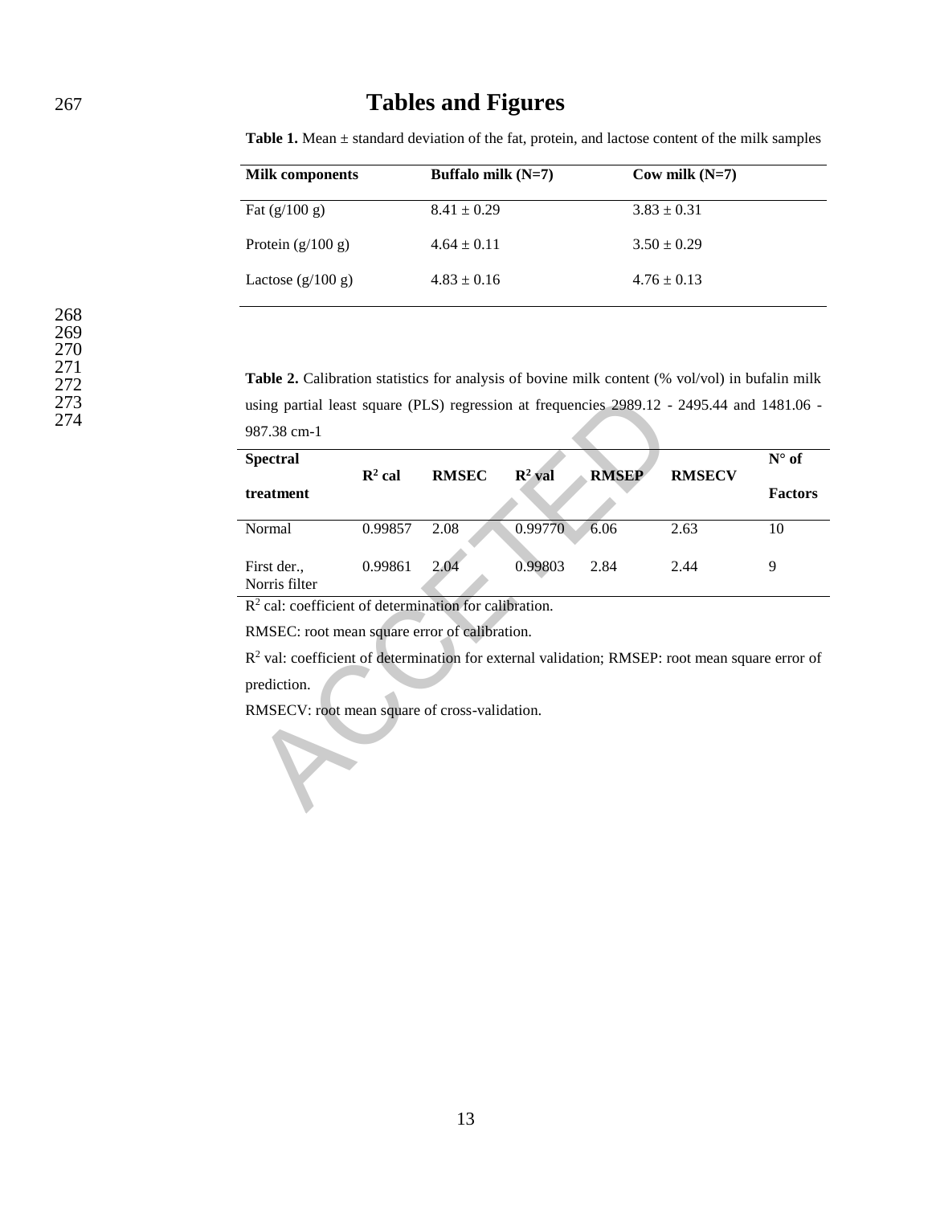# Tables and Figures

**Table 1.** Mean ± standard deviation of the fat, protein, and lactose content of the milk samples

| Milk components | Buffalo milk (N=7) | Cow milk (N=7) |
|---|---|---|
| Fat (g/100 g) | 8.41 ± 0.29 | 3.83 ± 0.31 |
| Protein (g/100 g) | 4.64 ± 0.11 | 3.50 ± 0.29 |
| Lactose (g/100 g) | 4.83 ± 0.16 | 4.76 ± 0.13 |

**Table 2.** Calibration statistics for analysis of bovine milk content (% vol/vol) in bufalin milk using partial least square (PLS) regression at frequencies 2989.12 - 2495.44 and 1481.06 - 987.38 cm-1

| Spectral treatment | $R^2$ cal | RMSEC | $R^2$ val | RMSEP | RMSECV | N° of Factors |
|---|---|---|---|---|---|---|
| Normal | 0.99857 | 2.08 | 0.99770 | 6.06 | 2.63 | 10 |
| First der., Norris filter | 0.99861 | 2.04 | 0.99803 | 2.84 | 2.44 | 9 |

$R^2$ cal: coefficient of determination for calibration.

RMSEC: root mean square error of calibration.

$R^2$ val: coefficient of determination for external validation; RMSEP: root mean square error of prediction.

RMSECV: root mean square of cross-validation.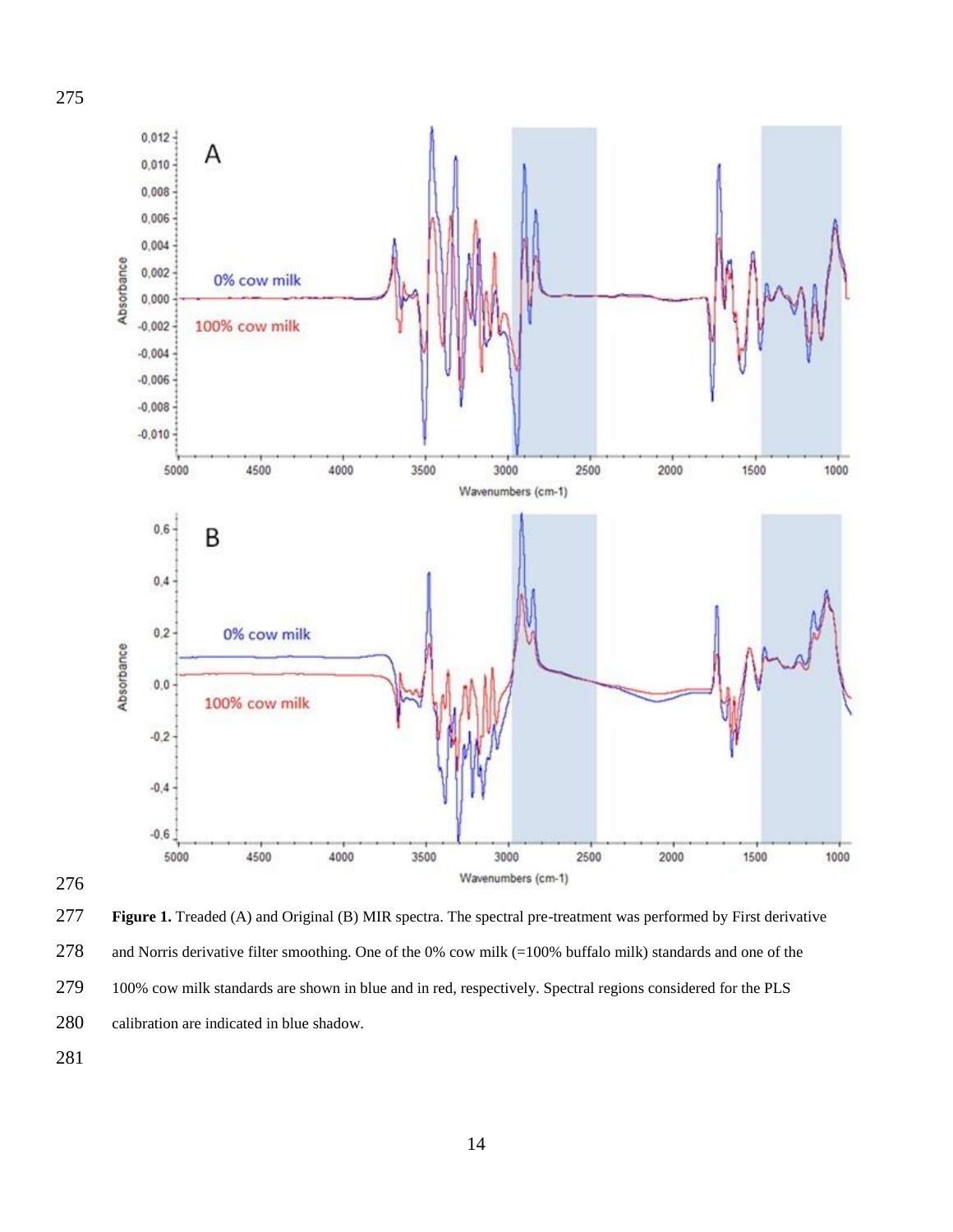**Figure 1.** Treaded (A) and Original (B) MIR spectra. The spectral pre-treatment was performed by First derivative and Norris derivative filter smoothing. One of the 0% cow milk (=100% buffalo milk) standards and one of the 100% cow milk standards are shown in blue and in red, respectively. Spectral regions considered for the PLS calibration are indicated in blue shadow.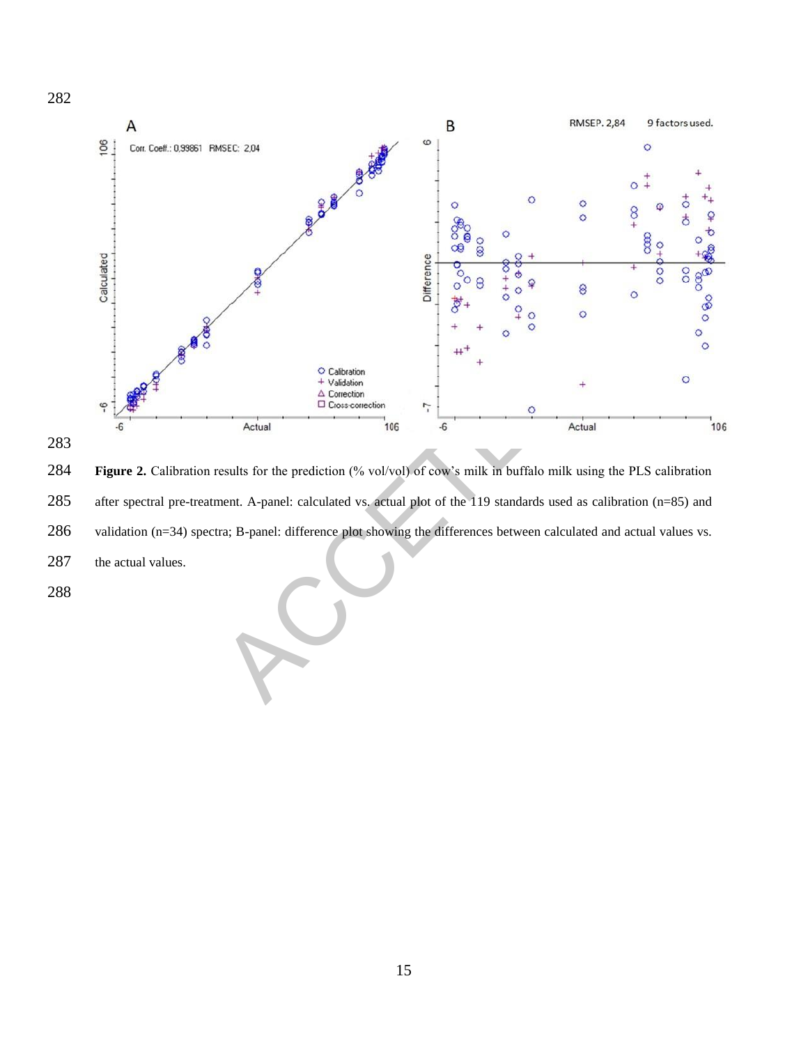A

Corr. Coeff.: 0,99861 RMSEC: 2,04

106

Calculated

-6

-6

Actual

106

Calibration
Validation
Correction
Cross-correction

B

RMSEP. 2,84 9 factors used.

6

Difference

-7

-6

Actual

106

**Figure 2.** Calibration results for the prediction (% vol/vol) of cow's milk in buffalo milk using the PLS calibration after spectral pre-treatment. A-panel: calculated vs. actual plot of the 119 standards used as calibration (n=85) and validation (n=34) spectra; B-panel: difference plot showing the differences between calculated and actual values vs. the actual values.